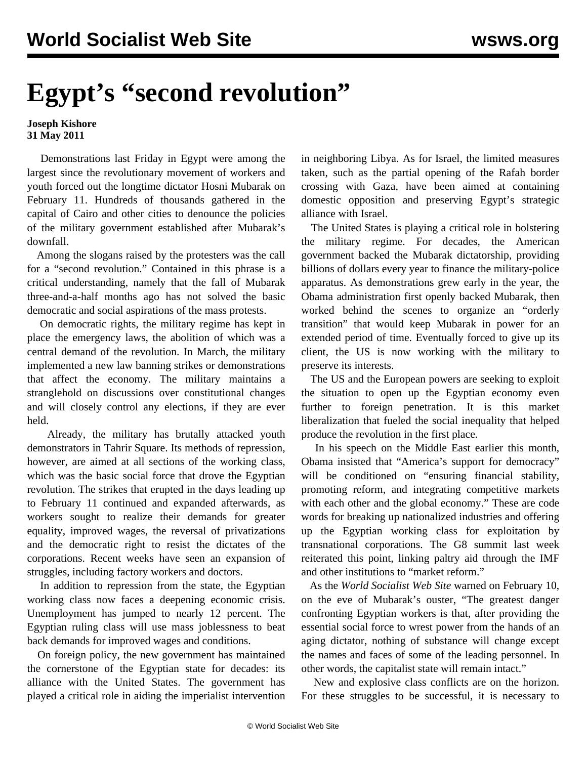# Egypt's "second revolution"

**Joseph Kishore**
**31 May 2011**

Demonstrations last Friday in Egypt were among the largest since the revolutionary movement of workers and youth forced out the longtime dictator Hosni Mubarak on February 11. Hundreds of thousands gathered in the capital of Cairo and other cities to denounce the policies of the military government established after Mubarak's downfall.

Among the slogans raised by the protesters was the call for a "second revolution." Contained in this phrase is a critical understanding, namely that the fall of Mubarak three-and-a-half months ago has not solved the basic democratic and social aspirations of the mass protests.

On democratic rights, the military regime has kept in place the emergency laws, the abolition of which was a central demand of the revolution. In March, the military implemented a new law banning strikes or demonstrations that affect the economy. The military maintains a stranglehold on discussions over constitutional changes and will closely control any elections, if they are ever held.

Already, the military has brutally attacked youth demonstrators in Tahrir Square. Its methods of repression, however, are aimed at all sections of the working class, which was the basic social force that drove the Egyptian revolution. The strikes that erupted in the days leading up to February 11 continued and expanded afterwards, as workers sought to realize their demands for greater equality, improved wages, the reversal of privatizations and the democratic right to resist the dictates of the corporations. Recent weeks have seen an expansion of struggles, including factory workers and doctors.

In addition to repression from the state, the Egyptian working class now faces a deepening economic crisis. Unemployment has jumped to nearly 12 percent. The Egyptian ruling class will use mass joblessness to beat back demands for improved wages and conditions.

On foreign policy, the new government has maintained the cornerstone of the Egyptian state for decades: its alliance with the United States. The government has played a critical role in aiding the imperialist intervention in neighboring Libya. As for Israel, the limited measures taken, such as the partial opening of the Rafah border crossing with Gaza, have been aimed at containing domestic opposition and preserving Egypt's strategic alliance with Israel.

The United States is playing a critical role in bolstering the military regime. For decades, the American government backed the Mubarak dictatorship, providing billions of dollars every year to finance the military-police apparatus. As demonstrations grew early in the year, the Obama administration first openly backed Mubarak, then worked behind the scenes to organize an "orderly transition" that would keep Mubarak in power for an extended period of time. Eventually forced to give up its client, the US is now working with the military to preserve its interests.

The US and the European powers are seeking to exploit the situation to open up the Egyptian economy even further to foreign penetration. It is this market liberalization that fueled the social inequality that helped produce the revolution in the first place.

In his speech on the Middle East earlier this month, Obama insisted that "America's support for democracy" will be conditioned on "ensuring financial stability, promoting reform, and integrating competitive markets with each other and the global economy." These are code words for breaking up nationalized industries and offering up the Egyptian working class for exploitation by transnational corporations. The G8 summit last week reiterated this point, linking paltry aid through the IMF and other institutions to "market reform."

As the *World Socialist Web Site* warned on February 10, on the eve of Mubarak's ouster, "The greatest danger confronting Egyptian workers is that, after providing the essential social force to wrest power from the hands of an aging dictator, nothing of substance will change except the names and faces of some of the leading personnel. In other words, the capitalist state will remain intact."

New and explosive class conflicts are on the horizon. For these struggles to be successful, it is necessary to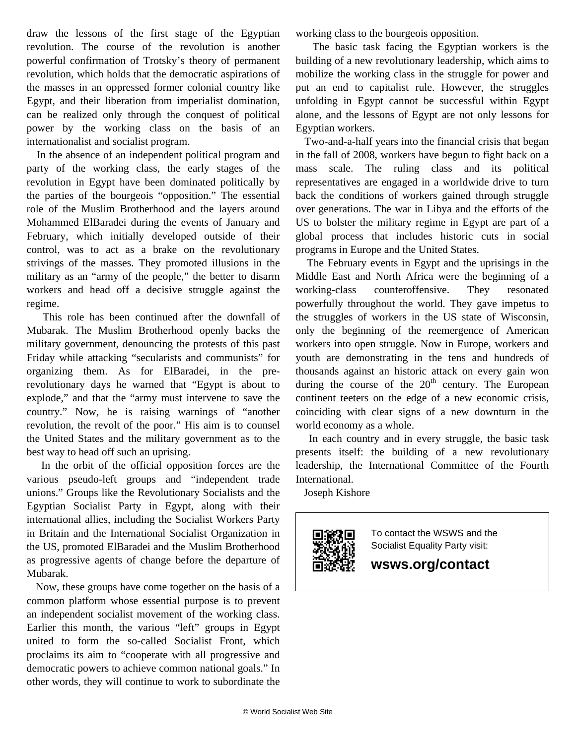draw the lessons of the first stage of the Egyptian revolution. The course of the revolution is another powerful confirmation of Trotsky's theory of permanent revolution, which holds that the democratic aspirations of the masses in an oppressed former colonial country like Egypt, and their liberation from imperialist domination, can be realized only through the conquest of political power by the working class on the basis of an internationalist and socialist program.

In the absence of an independent political program and party of the working class, the early stages of the revolution in Egypt have been dominated politically by the parties of the bourgeois "opposition." The essential role of the Muslim Brotherhood and the layers around Mohammed ElBaradei during the events of January and February, which initially developed outside of their control, was to act as a brake on the revolutionary strivings of the masses. They promoted illusions in the military as an "army of the people," the better to disarm workers and head off a decisive struggle against the regime.

This role has been continued after the downfall of Mubarak. The Muslim Brotherhood openly backs the military government, denouncing the protests of this past Friday while attacking "secularists and communists" for organizing them. As for ElBaradei, in the pre-revolutionary days he warned that "Egypt is about to explode," and that the "army must intervene to save the country." Now, he is raising warnings of "another revolution, the revolt of the poor." His aim is to counsel the United States and the military government as to the best way to head off such an uprising.

In the orbit of the official opposition forces are the various pseudo-left groups and "independent trade unions." Groups like the Revolutionary Socialists and the Egyptian Socialist Party in Egypt, along with their international allies, including the Socialist Workers Party in Britain and the International Socialist Organization in the US, promoted ElBaradei and the Muslim Brotherhood as progressive agents of change before the departure of Mubarak.

Now, these groups have come together on the basis of a common platform whose essential purpose is to prevent an independent socialist movement of the working class. Earlier this month, the various "left" groups in Egypt united to form the so-called Socialist Front, which proclaims its aim to "cooperate with all progressive and democratic powers to achieve common national goals." In other words, they will continue to work to subordinate the working class to the bourgeois opposition.

The basic task facing the Egyptian workers is the building of a new revolutionary leadership, which aims to mobilize the working class in the struggle for power and put an end to capitalist rule. However, the struggles unfolding in Egypt cannot be successful within Egypt alone, and the lessons of Egypt are not only lessons for Egyptian workers.

Two-and-a-half years into the financial crisis that began in the fall of 2008, workers have begun to fight back on a mass scale. The ruling class and its political representatives are engaged in a worldwide drive to turn back the conditions of workers gained through struggle over generations. The war in Libya and the efforts of the US to bolster the military regime in Egypt are part of a global process that includes historic cuts in social programs in Europe and the United States.

The February events in Egypt and the uprisings in the Middle East and North Africa were the beginning of a working-class counteroffensive. They resonated powerfully throughout the world. They gave impetus to the struggles of workers in the US state of Wisconsin, only the beginning of the reemergence of American workers into open struggle. Now in Europe, workers and youth are demonstrating in the tens and hundreds of thousands against an historic attack on every gain won during the course of the 20th century. The European continent teeters on the edge of a new economic crisis, coinciding with clear signs of a new downturn in the world economy as a whole.

In each country and in every struggle, the basic task presents itself: the building of a new revolutionary leadership, the International Committee of the Fourth International.

Joseph Kishore

To contact the WSWS and the Socialist Equality Party visit:

**wsws.org/contact**